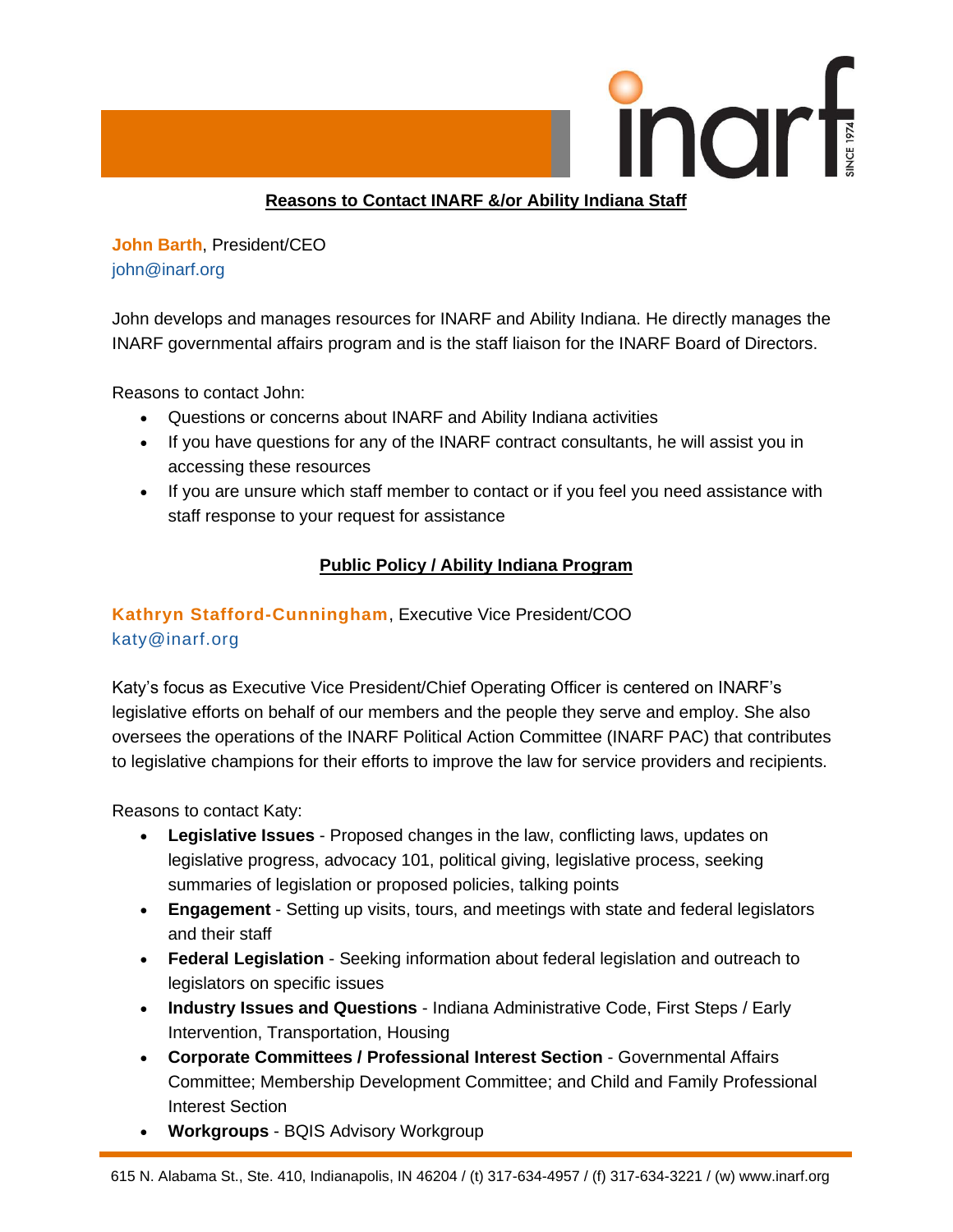## Reasons to Contact INARF &/or Ability Indiana Staff

**John Barth**, President/CEO
john@inarf.org

John develops and manages resources for INARF and Ability Indiana. He directly manages the INARF governmental affairs program and is the staff liaison for the INARF Board of Directors.

Reasons to contact John:

- Questions or concerns about INARF and Ability Indiana activities
- If you have questions for any of the INARF contract consultants, he will assist you in accessing these resources
- If you are unsure which staff member to contact or if you feel you need assistance with staff response to your request for assistance

## Public Policy / Ability Indiana Program

**Kathryn Stafford-Cunningham**, Executive Vice President/COO
katy@inarf.org

Katy's focus as Executive Vice President/Chief Operating Officer is centered on INARF's legislative efforts on behalf of our members and the people they serve and employ. She also oversees the operations of the INARF Political Action Committee (INARF PAC) that contributes to legislative champions for their efforts to improve the law for service providers and recipients.

Reasons to contact Katy:

- **Legislative Issues** - Proposed changes in the law, conflicting laws, updates on legislative progress, advocacy 101, political giving, legislative process, seeking summaries of legislation or proposed policies, talking points
- **Engagement** - Setting up visits, tours, and meetings with state and federal legislators and their staff
- **Federal Legislation** - Seeking information about federal legislation and outreach to legislators on specific issues
- **Industry Issues and Questions** - Indiana Administrative Code, First Steps / Early Intervention, Transportation, Housing
- **Corporate Committees / Professional Interest Section** - Governmental Affairs Committee; Membership Development Committee; and Child and Family Professional Interest Section
- **Workgroups** - BQIS Advisory Workgroup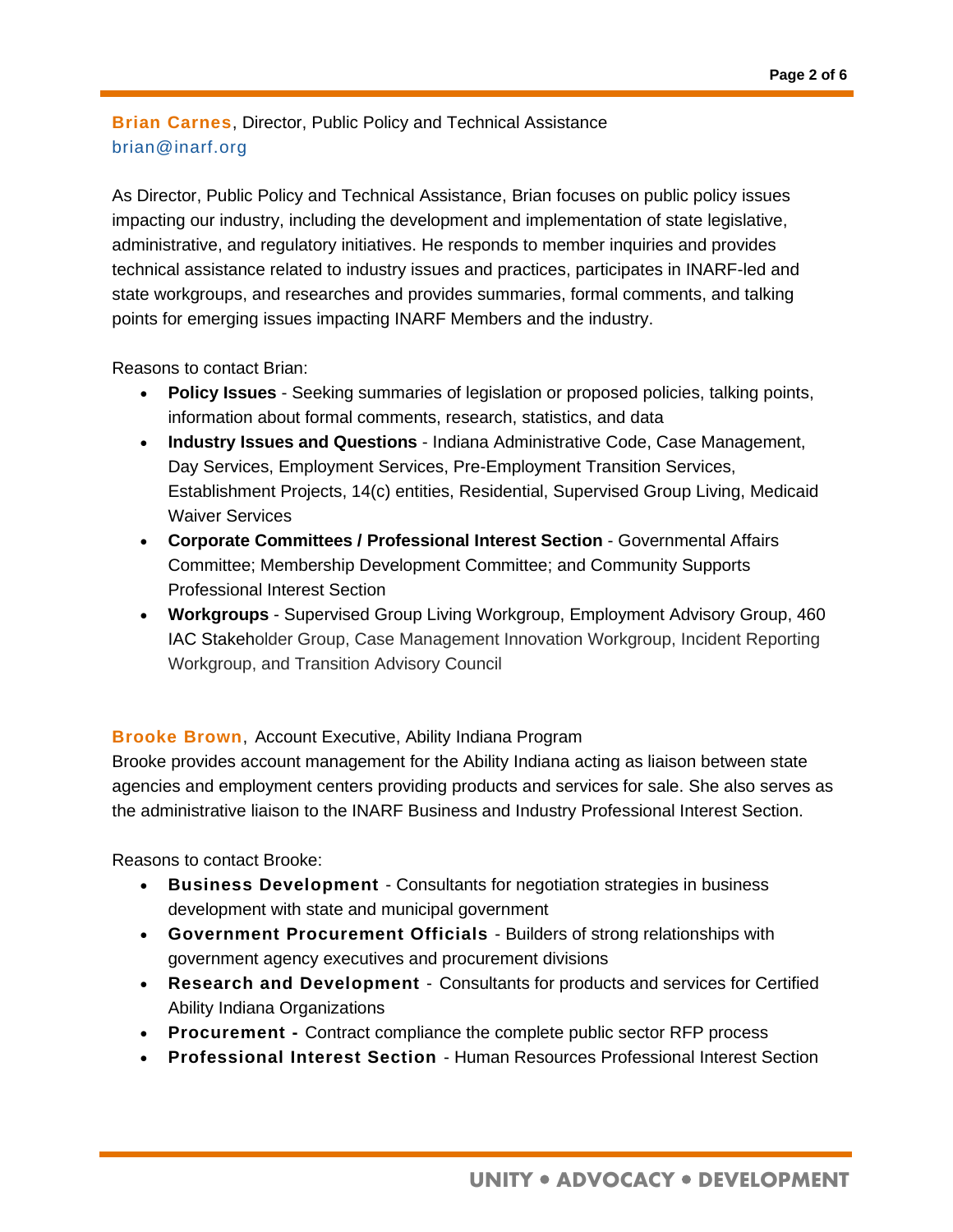**Brian Carnes**, Director, Public Policy and Technical Assistance
brian@inarf.org

As Director, Public Policy and Technical Assistance, Brian focuses on public policy issues impacting our industry, including the development and implementation of state legislative, administrative, and regulatory initiatives. He responds to member inquiries and provides technical assistance related to industry issues and practices, participates in INARF-led and state workgroups, and researches and provides summaries, formal comments, and talking points for emerging issues impacting INARF Members and the industry.

Reasons to contact Brian:

- **Policy Issues** - Seeking summaries of legislation or proposed policies, talking points, information about formal comments, research, statistics, and data
- **Industry Issues and Questions** - Indiana Administrative Code, Case Management, Day Services, Employment Services, Pre-Employment Transition Services, Establishment Projects, 14(c) entities, Residential, Supervised Group Living, Medicaid Waiver Services
- **Corporate Committees / Professional Interest Section** - Governmental Affairs Committee; Membership Development Committee; and Community Supports Professional Interest Section
- **Workgroups** - Supervised Group Living Workgroup, Employment Advisory Group, 460 IAC Stakeholder Group, Case Management Innovation Workgroup, Incident Reporting Workgroup, and Transition Advisory Council

**Brooke Brown**, Account Executive, Ability Indiana Program
Brooke provides account management for the Ability Indiana acting as liaison between state agencies and employment centers providing products and services for sale. She also serves as the administrative liaison to the INARF Business and Industry Professional Interest Section.

Reasons to contact Brooke:

- **Business Development** - Consultants for negotiation strategies in business development with state and municipal government
- **Government Procurement Officials** - Builders of strong relationships with government agency executives and procurement divisions
- **Research and Development** - Consultants for products and services for Certified Ability Indiana Organizations
- **Procurement -** Contract compliance the complete public sector RFP process
- **Professional Interest Section** - Human Resources Professional Interest Section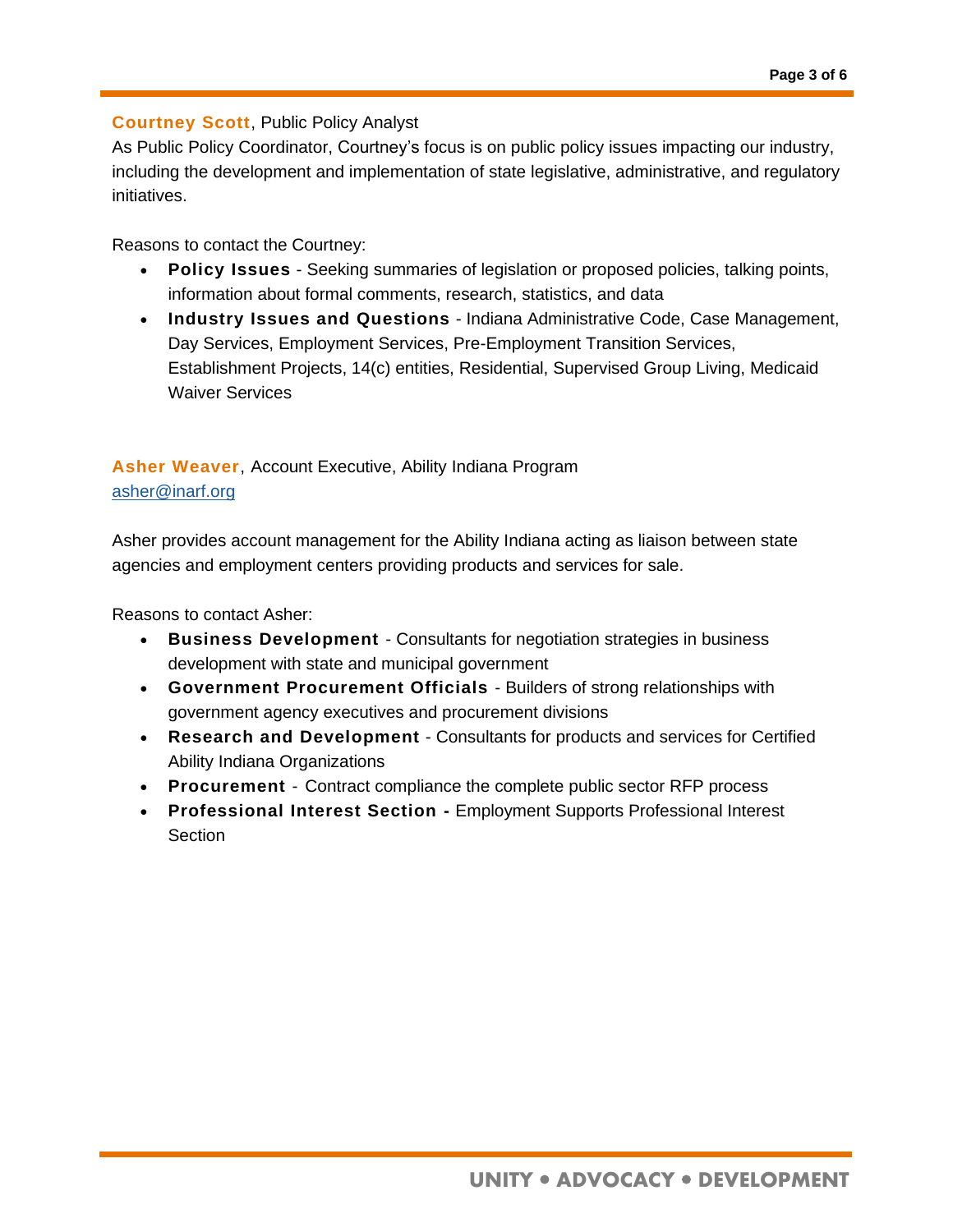**Courtney Scott**, Public Policy Analyst

As Public Policy Coordinator, Courtney's focus is on public policy issues impacting our industry, including the development and implementation of state legislative, administrative, and regulatory initiatives.

Reasons to contact the Courtney:

- **Policy Issues** - Seeking summaries of legislation or proposed policies, talking points, information about formal comments, research, statistics, and data
- **Industry Issues and Questions** - Indiana Administrative Code, Case Management, Day Services, Employment Services, Pre-Employment Transition Services, Establishment Projects, 14(c) entities, Residential, Supervised Group Living, Medicaid Waiver Services

**Asher Weaver**, Account Executive, Ability Indiana Program

asher@inarf.org

Asher provides account management for the Ability Indiana acting as liaison between state agencies and employment centers providing products and services for sale.

Reasons to contact Asher:

- **Business Development** - Consultants for negotiation strategies in business development with state and municipal government
- **Government Procurement Officials** - Builders of strong relationships with government agency executives and procurement divisions
- **Research and Development** - Consultants for products and services for Certified Ability Indiana Organizations
- **Procurement** - Contract compliance the complete public sector RFP process
- **Professional Interest Section -** Employment Supports Professional Interest Section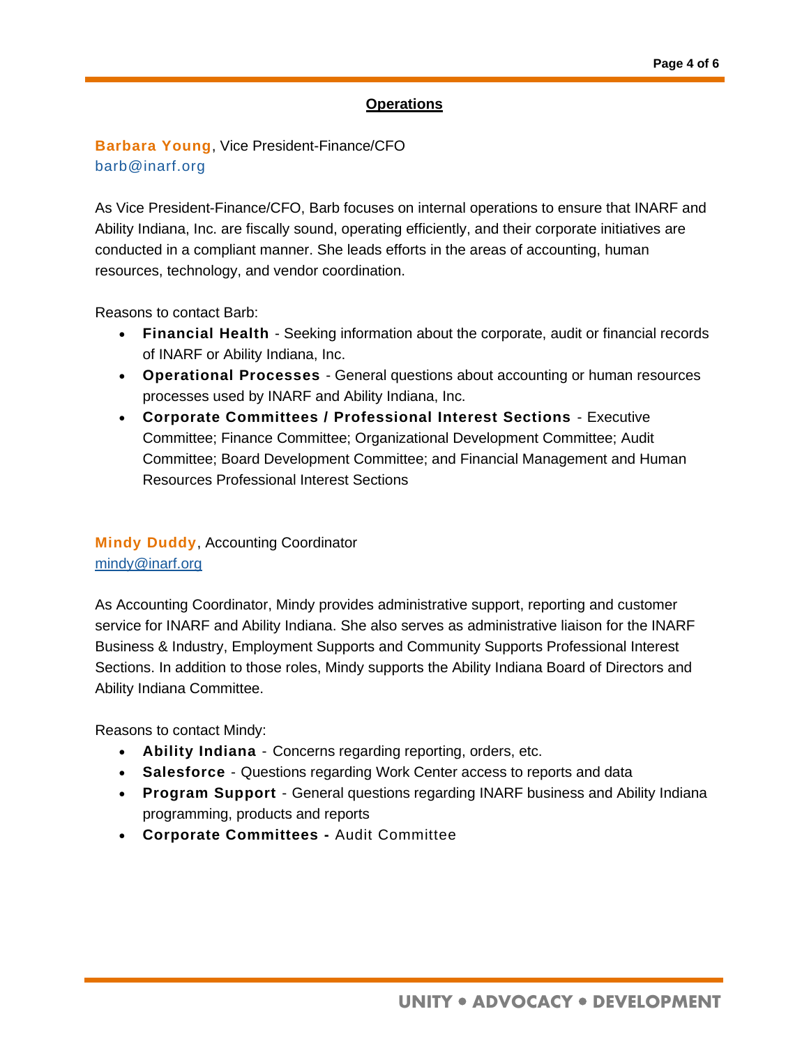## Operations

**Barbara Young**, Vice President-Finance/CFO
barb@inarf.org

As Vice President-Finance/CFO, Barb focuses on internal operations to ensure that INARF and Ability Indiana, Inc. are fiscally sound, operating efficiently, and their corporate initiatives are conducted in a compliant manner. She leads efforts in the areas of accounting, human resources, technology, and vendor coordination.

Reasons to contact Barb:

- **Financial Health** - Seeking information about the corporate, audit or financial records of INARF or Ability Indiana, Inc.
- **Operational Processes** - General questions about accounting or human resources processes used by INARF and Ability Indiana, Inc.
- **Corporate Committees / Professional Interest Sections** - Executive Committee; Finance Committee; Organizational Development Committee; Audit Committee; Board Development Committee; and Financial Management and Human Resources Professional Interest Sections

**Mindy Duddy**, Accounting Coordinator
mindy@inarf.org

As Accounting Coordinator, Mindy provides administrative support, reporting and customer service for INARF and Ability Indiana. She also serves as administrative liaison for the INARF Business & Industry, Employment Supports and Community Supports Professional Interest Sections. In addition to those roles, Mindy supports the Ability Indiana Board of Directors and Ability Indiana Committee.

Reasons to contact Mindy:

- **Ability Indiana** - Concerns regarding reporting, orders, etc.
- **Salesforce** - Questions regarding Work Center access to reports and data
- **Program Support** - General questions regarding INARF business and Ability Indiana programming, products and reports
- **Corporate Committees -** Audit Committee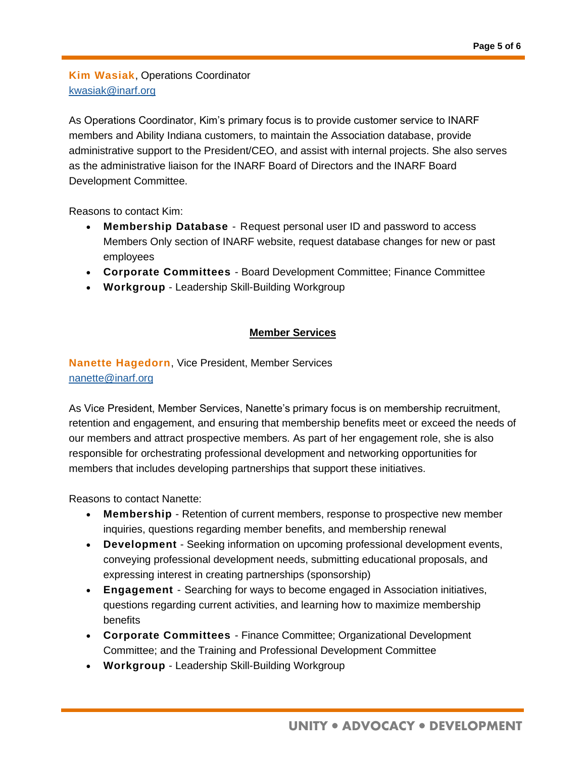**Kim Wasiak**, Operations Coordinator
kwasiak@inarf.org

As Operations Coordinator, Kim's primary focus is to provide customer service to INARF members and Ability Indiana customers, to maintain the Association database, provide administrative support to the President/CEO, and assist with internal projects. She also serves as the administrative liaison for the INARF Board of Directors and the INARF Board Development Committee.

Reasons to contact Kim:

- **Membership Database** - Request personal user ID and password to access Members Only section of INARF website, request database changes for new or past employees
- **Corporate Committees** - Board Development Committee; Finance Committee
- **Workgroup** - Leadership Skill-Building Workgroup

## Member Services

**Nanette Hagedorn**, Vice President, Member Services
nanette@inarf.org

As Vice President, Member Services, Nanette's primary focus is on membership recruitment, retention and engagement, and ensuring that membership benefits meet or exceed the needs of our members and attract prospective members. As part of her engagement role, she is also responsible for orchestrating professional development and networking opportunities for members that includes developing partnerships that support these initiatives.

Reasons to contact Nanette:

- **Membership** - Retention of current members, response to prospective new member inquiries, questions regarding member benefits, and membership renewal
- **Development** - Seeking information on upcoming professional development events, conveying professional development needs, submitting educational proposals, and expressing interest in creating partnerships (sponsorship)
- **Engagement** - Searching for ways to become engaged in Association initiatives, questions regarding current activities, and learning how to maximize membership benefits
- **Corporate Committees** - Finance Committee; Organizational Development Committee; and the Training and Professional Development Committee
- **Workgroup** - Leadership Skill-Building Workgroup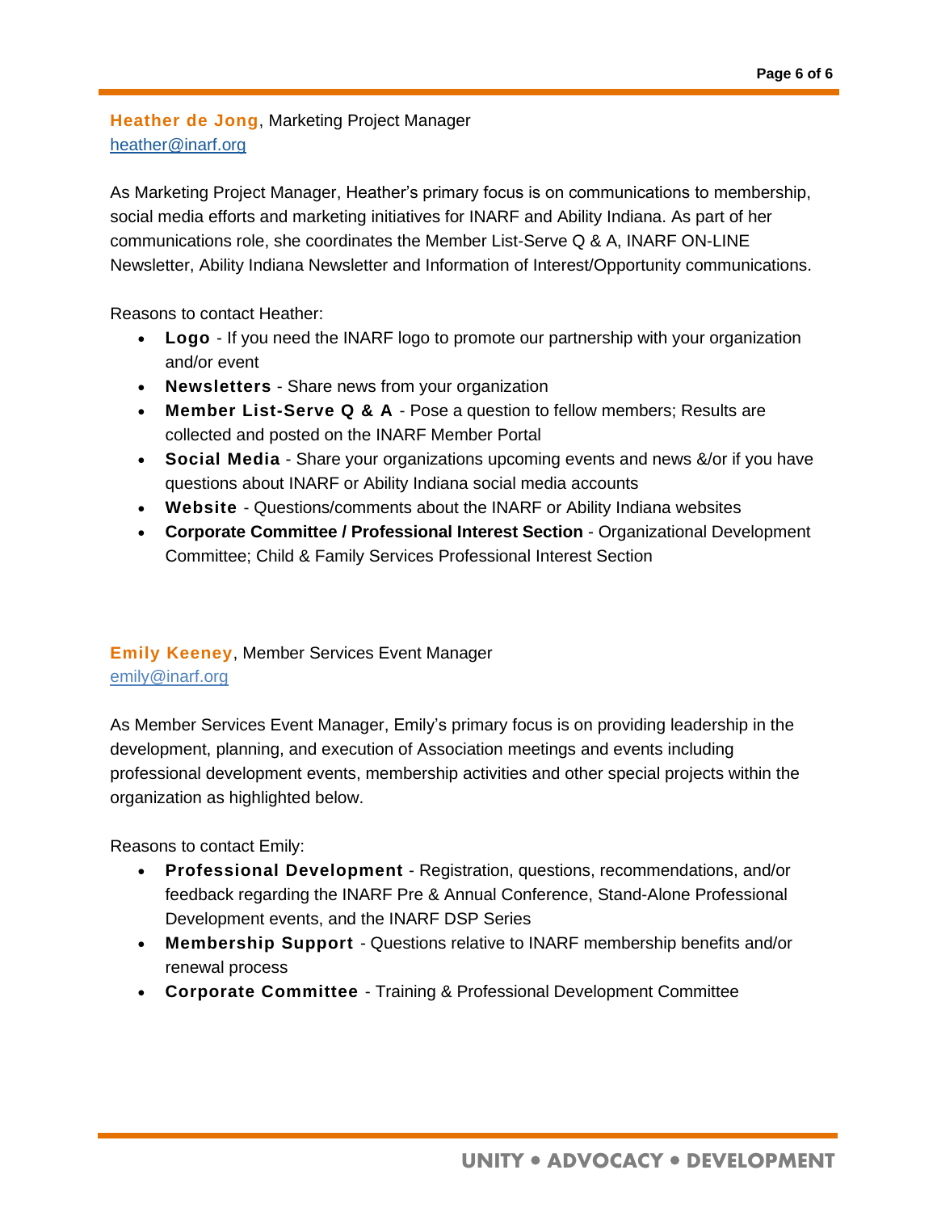**Heather de Jong**, Marketing Project Manager
heather@inarf.org

As Marketing Project Manager, Heather's primary focus is on communications to membership, social media efforts and marketing initiatives for INARF and Ability Indiana. As part of her communications role, she coordinates the Member List-Serve Q & A, INARF ON-LINE Newsletter, Ability Indiana Newsletter and Information of Interest/Opportunity communications.

Reasons to contact Heather:

- **Logo** - If you need the INARF logo to promote our partnership with your organization and/or event
- **Newsletters** - Share news from your organization
- **Member List-Serve Q & A** - Pose a question to fellow members; Results are collected and posted on the INARF Member Portal
- **Social Media** - Share your organizations upcoming events and news &/or if you have questions about INARF or Ability Indiana social media accounts
- **Website** - Questions/comments about the INARF or Ability Indiana websites
- **Corporate Committee / Professional Interest Section** - Organizational Development Committee; Child & Family Services Professional Interest Section

**Emily Keeney**, Member Services Event Manager
emily@inarf.org

As Member Services Event Manager, Emily's primary focus is on providing leadership in the development, planning, and execution of Association meetings and events including professional development events, membership activities and other special projects within the organization as highlighted below.

Reasons to contact Emily:

- **Professional Development** - Registration, questions, recommendations, and/or feedback regarding the INARF Pre & Annual Conference, Stand-Alone Professional Development events, and the INARF DSP Series
- **Membership Support** - Questions relative to INARF membership benefits and/or renewal process
- **Corporate Committee** - Training & Professional Development Committee